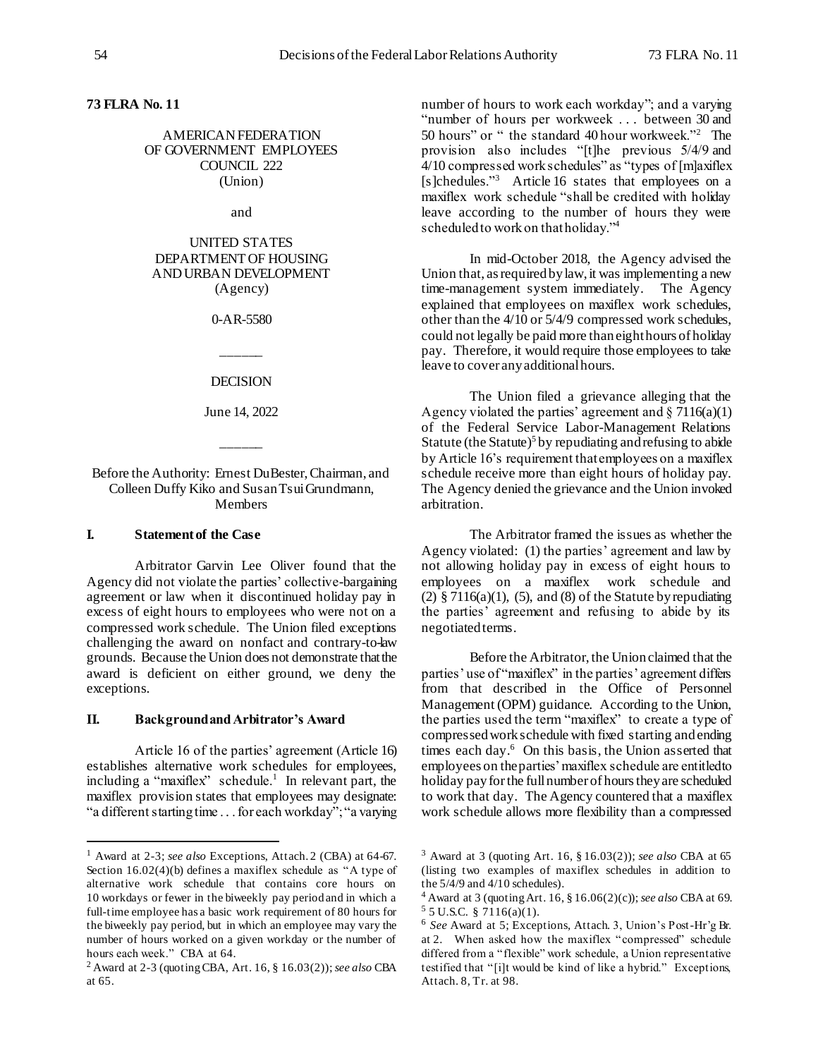**73 FLRA No. 11**

AMERICAN FEDERATION
OF GOVERNMENT EMPLOYEES
COUNCIL 222
(Union)

and

UNITED STATES
DEPARTMENT OF HOUSING
AND URBAN DEVELOPMENT
(Agency)

0-AR-5580

\_\_\_\_\_

DECISION

June 14, 2022

\_\_\_\_\_

Before the Authority: Ernest DuBester, Chairman, and Colleen Duffy Kiko and Susan Tsui Grundmann, Members

## I. Statement of the Case

Arbitrator Garvin Lee Oliver found that the Agency did not violate the parties' collective-bargaining agreement or law when it discontinued holiday pay in excess of eight hours to employees who were not on a compressed work schedule. The Union filed exceptions challenging the award on nonfact and contrary-to-law grounds. Because the Union does not demonstrate that the award is deficient on either ground, we deny the exceptions.

## II. Background and Arbitrator's Award

Article 16 of the parties' agreement (Article 16) establishes alternative work schedules for employees, including a "maxiflex" schedule.[1] In relevant part, the maxiflex provision states that employees may designate: "a different starting time . . . for each workday"; "a varying number of hours to work each workday"; and a varying "number of hours per workweek . . . between 30 and 50 hours" or " the standard 40 hour workweek."[2] The provision also includes "[t]he previous 5/4/9 and 4/10 compressed work schedules" as "types of [m]axiflex [s]chedules."[3] Article 16 states that employees on a maxiflex work schedule "shall be credited with holiday leave according to the number of hours they were scheduled to work on that holiday."[4]

In mid-October 2018, the Agency advised the Union that, as required by law, it was implementing a new time-management system immediately. The Agency explained that employees on maxiflex work schedules, other than the 4/10 or 5/4/9 compressed work schedules, could not legally be paid more than eight hours of holiday pay. Therefore, it would require those employees to take leave to cover any additional hours.

The Union filed a grievance alleging that the Agency violated the parties' agreement and § 7116(a)(1) of the Federal Service Labor-Management Relations Statute (the Statute)[5] by repudiating and refusing to abide by Article 16's requirement that employees on a maxiflex schedule receive more than eight hours of holiday pay. The Agency denied the grievance and the Union invoked arbitration.

The Arbitrator framed the issues as whether the Agency violated: (1) the parties' agreement and law by not allowing holiday pay in excess of eight hours to employees on a maxiflex work schedule and (2) § 7116(a)(1), (5), and (8) of the Statute by repudiating the parties' agreement and refusing to abide by its negotiated terms.

Before the Arbitrator, the Union claimed that the parties' use of "maxiflex" in the parties' agreement differs from that described in the Office of Personnel Management (OPM) guidance. According to the Union, the parties used the term "maxiflex" to create a type of compressed work schedule with fixed starting and ending times each day.[6] On this basis, the Union asserted that employees on the parties' maxiflex schedule are entitled to holiday pay for the full number of hours they are scheduled to work that day. The Agency countered that a maxiflex work schedule allows more flexibility than a compressed

---

[1] Award at 2-3; *see also* Exceptions, Attach. 2 (CBA) at 64-67. Section 16.02(4)(b) defines a maxiflex schedule as "A type of alternative work schedule that contains core hours on 10 workdays or fewer in the biweekly pay period and in which a full-time employee has a basic work requirement of 80 hours for the biweekly pay period, but in which an employee may vary the number of hours worked on a given workday or the number of hours each week." CBA at 64.

[2] Award at 2-3 (quoting CBA, Art. 16, § 16.03(2)); *see also* CBA at 65.

[3] Award at 3 (quoting Art. 16, § 16.03(2)); *see also* CBA at 65 (listing two examples of maxiflex schedules in addition to the 5/4/9 and 4/10 schedules).

[4] Award at 3 (quoting Art. 16, § 16.06(2)(c)); *see also* CBA at 69.

[5] 5 U.S.C. § 7116(a)(1).

[6] *See* Award at 5; Exceptions, Attach. 3, Union's Post-Hr'g Br. at 2. When asked how the maxiflex "compressed" schedule differed from a "flexible" work schedule, a Union representative testified that "[i]t would be kind of like a hybrid." Exceptions, Attach. 8, Tr. at 98.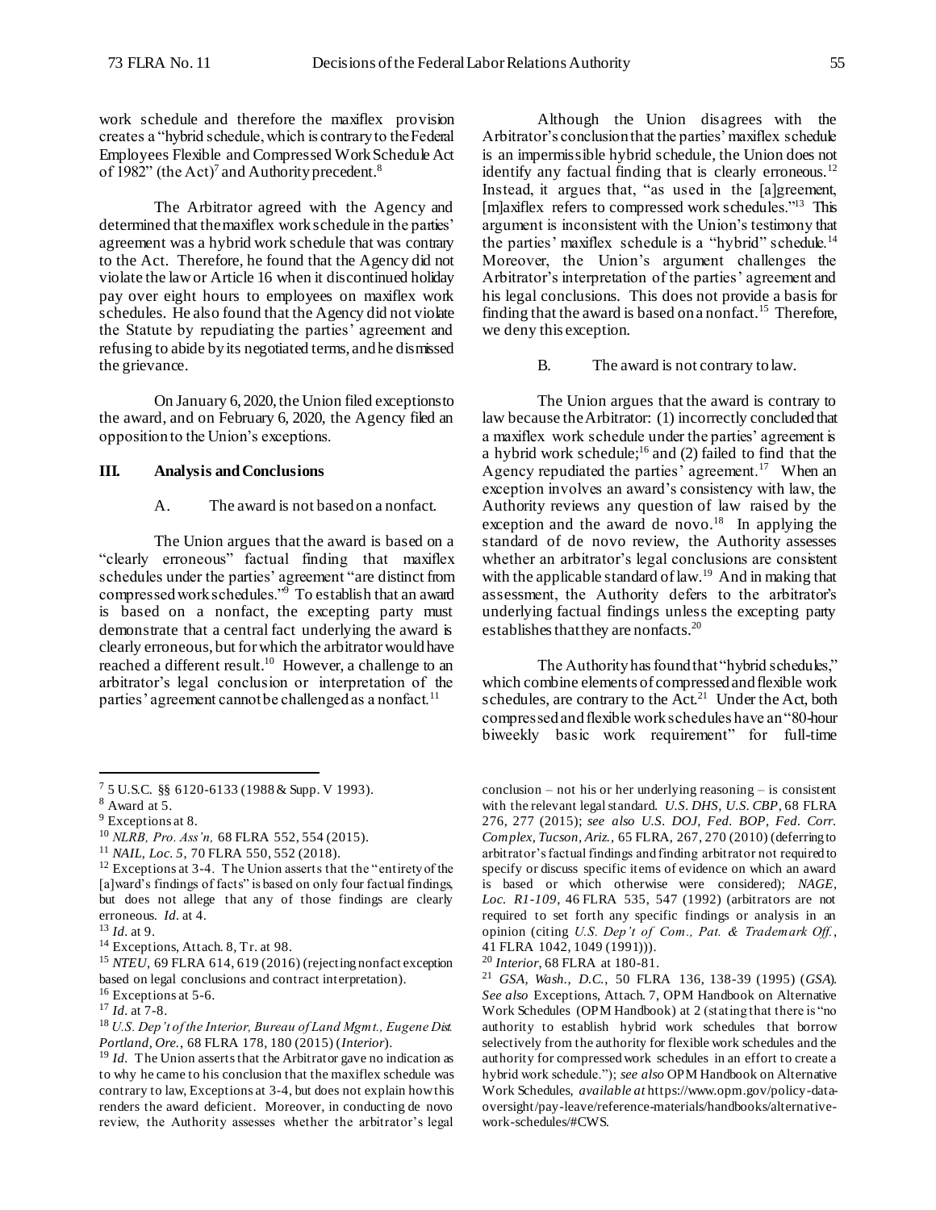work schedule and therefore the maxiflex provision creates a "hybrid schedule, which is contrary to the Federal Employees Flexible and Compressed Work Schedule Act of 1982" (the Act)[7] and Authority precedent.[8]

The Arbitrator agreed with the Agency and determined that the maxiflex work schedule in the parties' agreement was a hybrid work schedule that was contrary to the Act. Therefore, he found that the Agency did not violate the law or Article 16 when it discontinued holiday pay over eight hours to employees on maxiflex work schedules. He also found that the Agency did not violate the Statute by repudiating the parties' agreement and refusing to abide by its negotiated terms, and he dismissed the grievance.

On January 6, 2020, the Union filed exceptions to the award, and on February 6, 2020, the Agency filed an opposition to the Union's exceptions.

## III. Analysis and Conclusions

### A. The award is not based on a nonfact.

The Union argues that the award is based on a "clearly erroneous" factual finding that maxiflex schedules under the parties' agreement "are distinct from compressed work schedules."[9] To establish that an award is based on a nonfact, the excepting party must demonstrate that a central fact underlying the award is clearly erroneous, but for which the arbitrator would have reached a different result.[10] However, a challenge to an arbitrator's legal conclusion or interpretation of the parties' agreement cannot be challenged as a nonfact.[11]

Although the Union disagrees with the Arbitrator's conclusion that the parties' maxiflex schedule is an impermissible hybrid schedule, the Union does not identify any factual finding that is clearly erroneous.[12] Instead, it argues that, "as used in the [a]greement, [m]axiflex refers to compressed work schedules."[13] This argument is inconsistent with the Union's testimony that the parties' maxiflex schedule is a "hybrid" schedule.[14] Moreover, the Union's argument challenges the Arbitrator's interpretation of the parties' agreement and his legal conclusions. This does not provide a basis for finding that the award is based on a nonfact.[15] Therefore, we deny this exception.

### B. The award is not contrary to law.

The Union argues that the award is contrary to law because the Arbitrator: (1) incorrectly concluded that a maxiflex work schedule under the parties' agreement is a hybrid work schedule;[16] and (2) failed to find that the Agency repudiated the parties' agreement.[17] When an exception involves an award's consistency with law, the Authority reviews any question of law raised by the exception and the award de novo.[18] In applying the standard of de novo review, the Authority assesses whether an arbitrator's legal conclusions are consistent with the applicable standard of law.[19] And in making that assessment, the Authority defers to the arbitrator's underlying factual findings unless the excepting party establishes that they are nonfacts.[20]

The Authority has found that "hybrid schedules," which combine elements of compressed and flexible work schedules, are contrary to the Act.[21] Under the Act, both compressed and flexible work schedules have an "80-hour biweekly basic work requirement" for full-time

---

[7] 5 U.S.C. §§ 6120-6133 (1988 & Supp. V 1993).

[8] Award at 5.

[9] Exceptions at 8.

[10] *NLRB, Pro. Ass'n,* 68 FLRA 552, 554 (2015).

[11] *NAIL, Loc. 5*, 70 FLRA 550, 552 (2018).

[12] Exceptions at 3-4. The Union asserts that the "entirety of the [a]ward's findings of facts" is based on only four factual findings, but does not allege that any of those findings are clearly erroneous. *Id.* at 4.

[13] *Id.* at 9.

[14] Exceptions, Attach. 8, Tr. at 98.

[15] *NTEU*, 69 FLRA 614, 619 (2016) (rejecting nonfact exception based on legal conclusions and contract interpretation).

[16] Exceptions at 5-6.

[17] *Id.* at 7-8.

[18] *U.S. Dep't of the Interior, Bureau of Land Mgmt., Eugene Dist. Portland, Ore.*, 68 FLRA 178, 180 (2015) (*Interior*).

[19] *Id.* The Union asserts that the Arbitrator gave no indication as to why he came to his conclusion that the maxiflex schedule was contrary to law, Exceptions at 3-4, but does not explain how this renders the award deficient. Moreover, in conducting de novo review, the Authority assesses whether the arbitrator's legal conclusion – not his or her underlying reasoning – is consistent with the relevant legal standard. *U.S. DHS, U.S. CBP*, 68 FLRA 276, 277 (2015); *see also U.S. DOJ, Fed. BOP, Fed. Corr. Complex, Tucson, Ariz.*, 65 FLRA, 267, 270 (2010) (deferring to arbitrator's factual findings and finding arbitrator not required to specify or discuss specific items of evidence on which an award is based or which otherwise were considered); *NAGE, Loc. R1-109*, 46 FLRA 535, 547 (1992) (arbitrators are not required to set forth any specific findings or analysis in an opinion (citing *U.S. Dep't of Com., Pat. & Trademark Off.*, 41 FLRA 1042, 1049 (1991))).

[20] *Interior*, 68 FLRA at 180-81.

[21] *GSA, Wash., D.C.*, 50 FLRA 136, 138-39 (1995) (*GSA*). *See also* Exceptions, Attach. 7, OPM Handbook on Alternative Work Schedules (OPM Handbook) at 2 (stating that there is "no authority to establish hybrid work schedules that borrow selectively from the authority for flexible work schedules and the authority for compressed work schedules in an effort to create a hybrid work schedule."); *see also* OPM Handbook on Alternative Work Schedules, *available at* https://www.opm.gov/policy-data-oversight/pay-leave/reference-materials/handbooks/alternative-work-schedules/#CWS.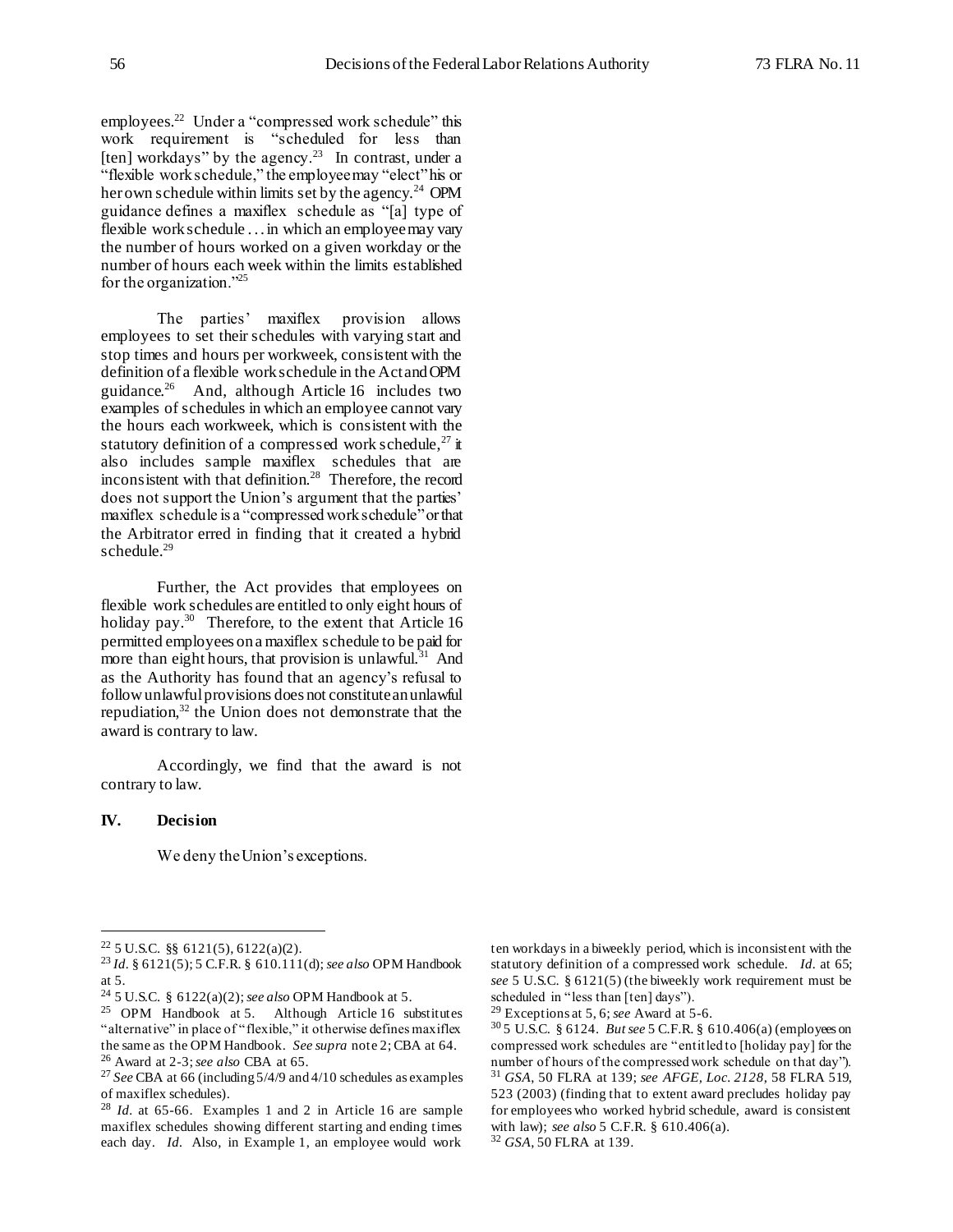employees.[22] Under a "compressed work schedule" this work requirement is "scheduled for less than [ten] workdays" by the agency.[23] In contrast, under a "flexible work schedule," the employee may "elect" his or her own schedule within limits set by the agency.[24] OPM guidance defines a maxiflex schedule as "[a] type of flexible work schedule . . . in which an employee may vary the number of hours worked on a given workday or the number of hours each week within the limits established for the organization."[25]

The parties' maxiflex provision allows employees to set their schedules with varying start and stop times and hours per workweek, consistent with the definition of a flexible work schedule in the Act and OPM guidance.[26] And, although Article 16 includes two examples of schedules in which an employee cannot vary the hours each workweek, which is consistent with the statutory definition of a compressed work schedule,[27] it also includes sample maxiflex schedules that are inconsistent with that definition.[28] Therefore, the record does not support the Union's argument that the parties' maxiflex schedule is a "compressed work schedule" or that the Arbitrator erred in finding that it created a hybrid schedule.[29]

Further, the Act provides that employees on flexible work schedules are entitled to only eight hours of holiday pay.[30] Therefore, to the extent that Article 16 permitted employees on a maxiflex schedule to be paid for more than eight hours, that provision is unlawful.[31] And as the Authority has found that an agency's refusal to follow unlawful provisions does not constitute an unlawful repudiation,[32] the Union does not demonstrate that the award is contrary to law.

Accordingly, we find that the award is not contrary to law.

## IV. Decision

We deny the Union's exceptions.

---

[22] 5 U.S.C. §§ 6121(5), 6122(a)(2).

[23] *Id.* § 6121(5); 5 C.F.R. § 610.111(d); *see also* OPM Handbook at 5.

[24] 5 U.S.C. § 6122(a)(2); *see also* OPM Handbook at 5.

[25] OPM Handbook at 5. Although Article 16 substitutes "alternative" in place of "flexible," it otherwise defines maxiflex the same as the OPM Handbook. *See supra* note 2; CBA at 64.

[26] Award at 2-3; *see also* CBA at 65.

[27] *See* CBA at 66 (including 5/4/9 and 4/10 schedules as examples of maxiflex schedules).

[28] *Id.* at 65-66. Examples 1 and 2 in Article 16 are sample maxiflex schedules showing different starting and ending times each day. *Id.* Also, in Example 1, an employee would work ten workdays in a biweekly period, which is inconsistent with the statutory definition of a compressed work schedule. *Id.* at 65; *see* 5 U.S.C. § 6121(5) (the biweekly work requirement must be scheduled in "less than [ten] days").

[29] Exceptions at 5, 6; *see* Award at 5-6.

[30] 5 U.S.C. § 6124. *But see* 5 C.F.R. § 610.406(a) (employees on compressed work schedules are "entitled to [holiday pay] for the number of hours of the compressed work schedule on that day").

[31] *GSA*, 50 FLRA at 139; *see AFGE, Loc. 2128*, 58 FLRA 519, 523 (2003) (finding that to extent award precludes holiday pay for employees who worked hybrid schedule, award is consistent with law); *see also* 5 C.F.R. § 610.406(a).

[32] *GSA*, 50 FLRA at 139.